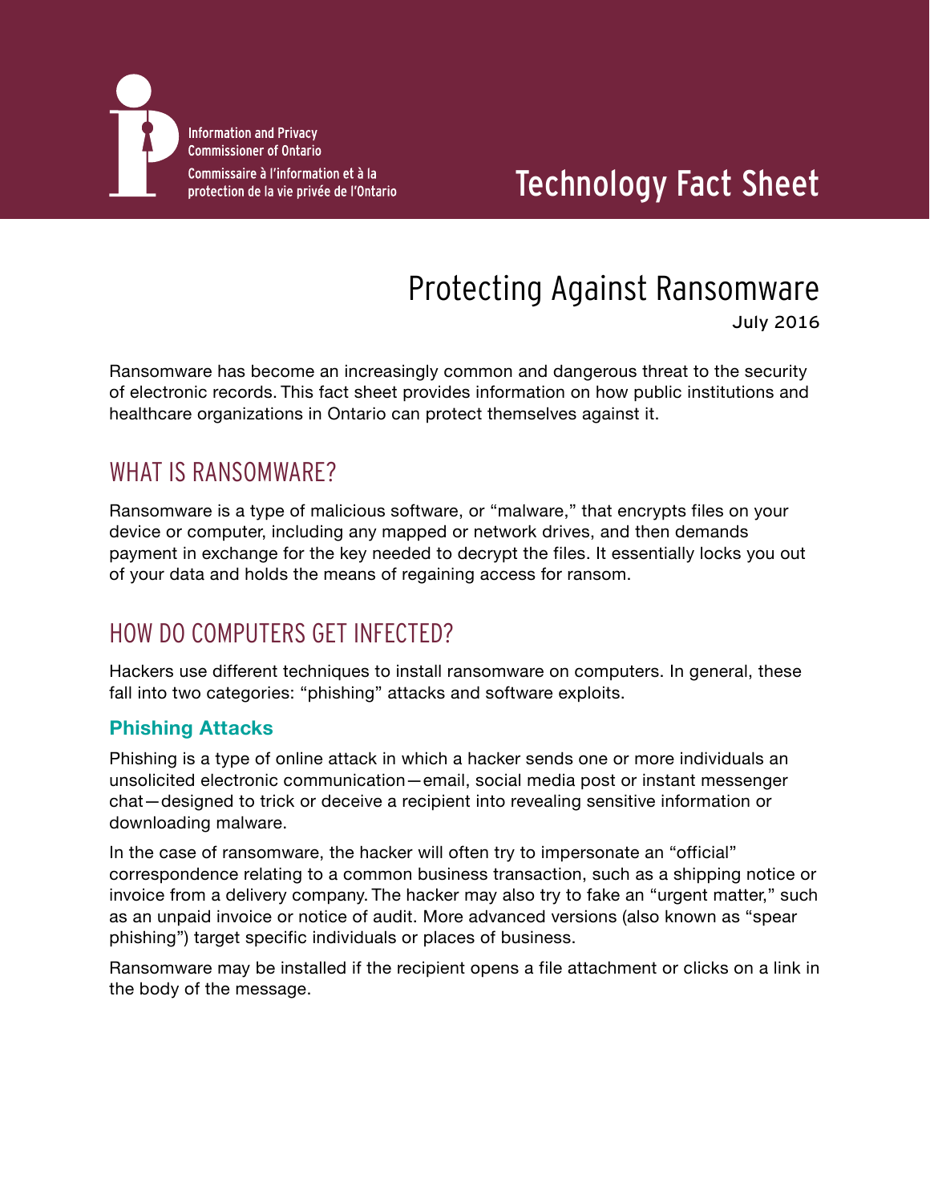Information and Privacy Commissioner of Ontario

Commissaire à l'information et à la protection de la vie privée de l'Ontario

Technology Fact Sheet

# Protecting Against Ransomware

July 2016

Ransomware has become an increasingly common and dangerous threat to the security of electronic records. This fact sheet provides information on how public institutions and healthcare organizations in Ontario can protect themselves against it.

## WHAT IS RANSOMWARE?

Ransomware is a type of malicious software, or "malware," that encrypts files on your device or computer, including any mapped or network drives, and then demands payment in exchange for the key needed to decrypt the files. It essentially locks you out of your data and holds the means of regaining access for ransom.

## HOW DO COMPUTERS GET INFECTED?

Hackers use different techniques to install ransomware on computers. In general, these fall into two categories: "phishing" attacks and software exploits.

### Phishing Attacks

Phishing is a type of online attack in which a hacker sends one or more individuals an unsolicited electronic communication—email, social media post or instant messenger chat—designed to trick or deceive a recipient into revealing sensitive information or downloading malware.

In the case of ransomware, the hacker will often try to impersonate an "official" correspondence relating to a common business transaction, such as a shipping notice or invoice from a delivery company. The hacker may also try to fake an "urgent matter," such as an unpaid invoice or notice of audit. More advanced versions (also known as "spear phishing") target specific individuals or places of business.

Ransomware may be installed if the recipient opens a file attachment or clicks on a link in the body of the message.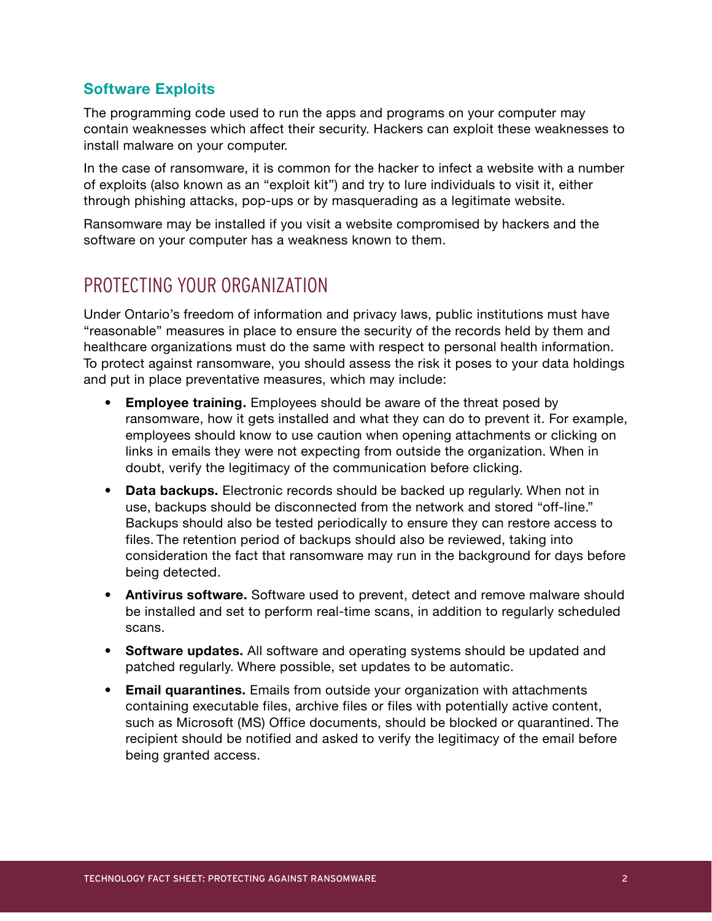### Software Exploits

The programming code used to run the apps and programs on your computer may contain weaknesses which affect their security. Hackers can exploit these weaknesses to install malware on your computer.

In the case of ransomware, it is common for the hacker to infect a website with a number of exploits (also known as an "exploit kit") and try to lure individuals to visit it, either through phishing attacks, pop-ups or by masquerading as a legitimate website.

Ransomware may be installed if you visit a website compromised by hackers and the software on your computer has a weakness known to them.

## PROTECTING YOUR ORGANIZATION

Under Ontario's freedom of information and privacy laws, public institutions must have "reasonable" measures in place to ensure the security of the records held by them and healthcare organizations must do the same with respect to personal health information. To protect against ransomware, you should assess the risk it poses to your data holdings and put in place preventative measures, which may include:

- **Employee training.** Employees should be aware of the threat posed by ransomware, how it gets installed and what they can do to prevent it. For example, employees should know to use caution when opening attachments or clicking on links in emails they were not expecting from outside the organization. When in doubt, verify the legitimacy of the communication before clicking.
- **Data backups.** Electronic records should be backed up regularly. When not in use, backups should be disconnected from the network and stored "off-line." Backups should also be tested periodically to ensure they can restore access to files. The retention period of backups should also be reviewed, taking into consideration the fact that ransomware may run in the background for days before being detected.
- **Antivirus software.** Software used to prevent, detect and remove malware should be installed and set to perform real-time scans, in addition to regularly scheduled scans.
- **Software updates.** All software and operating systems should be updated and patched regularly. Where possible, set updates to be automatic.
- **Email quarantines.** Emails from outside your organization with attachments containing executable files, archive files or files with potentially active content, such as Microsoft (MS) Office documents, should be blocked or quarantined. The recipient should be notified and asked to verify the legitimacy of the email before being granted access.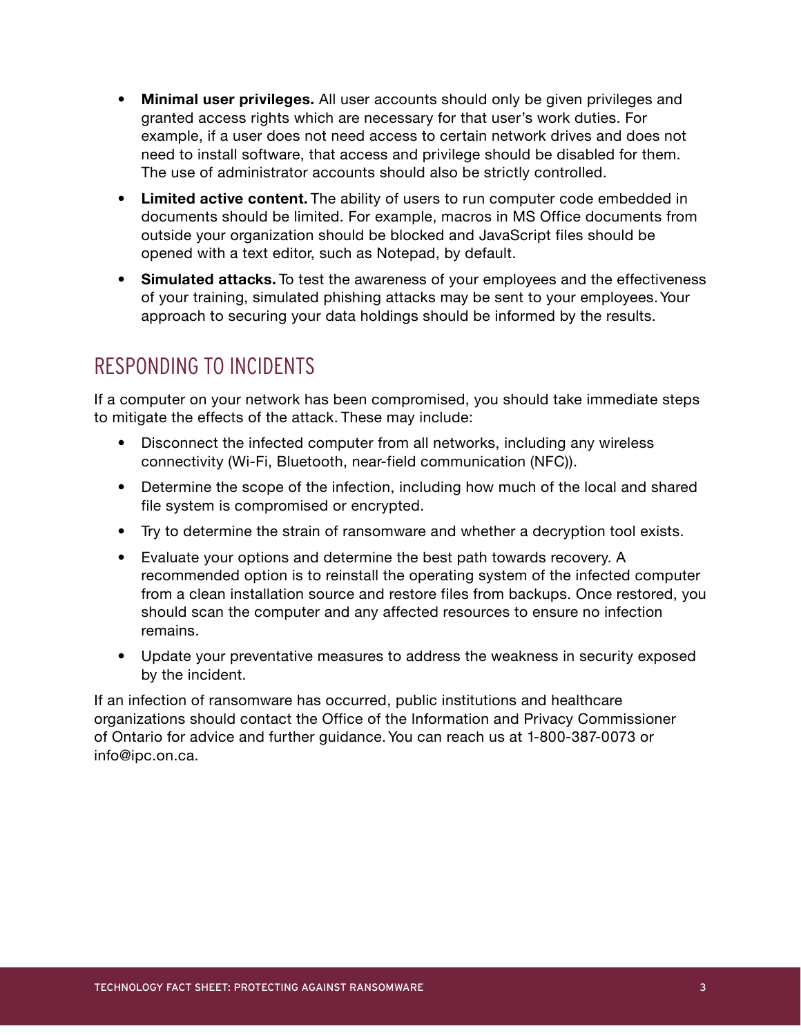- **Minimal user privileges.** All user accounts should only be given privileges and granted access rights which are necessary for that user's work duties. For example, if a user does not need access to certain network drives and does not need to install software, that access and privilege should be disabled for them. The use of administrator accounts should also be strictly controlled.
- **Limited active content.** The ability of users to run computer code embedded in documents should be limited. For example, macros in MS Office documents from outside your organization should be blocked and JavaScript files should be opened with a text editor, such as Notepad, by default.
- **Simulated attacks.** To test the awareness of your employees and the effectiveness of your training, simulated phishing attacks may be sent to your employees. Your approach to securing your data holdings should be informed by the results.

## RESPONDING TO INCIDENTS

If a computer on your network has been compromised, you should take immediate steps to mitigate the effects of the attack. These may include:

- Disconnect the infected computer from all networks, including any wireless connectivity (Wi-Fi, Bluetooth, near-field communication (NFC)).
- Determine the scope of the infection, including how much of the local and shared file system is compromised or encrypted.
- Try to determine the strain of ransomware and whether a decryption tool exists.
- Evaluate your options and determine the best path towards recovery. A recommended option is to reinstall the operating system of the infected computer from a clean installation source and restore files from backups. Once restored, you should scan the computer and any affected resources to ensure no infection remains.
- Update your preventative measures to address the weakness in security exposed by the incident.

If an infection of ransomware has occurred, public institutions and healthcare organizations should contact the Office of the Information and Privacy Commissioner of Ontario for advice and further guidance. You can reach us at 1-800-387-0073 or info@ipc.on.ca.